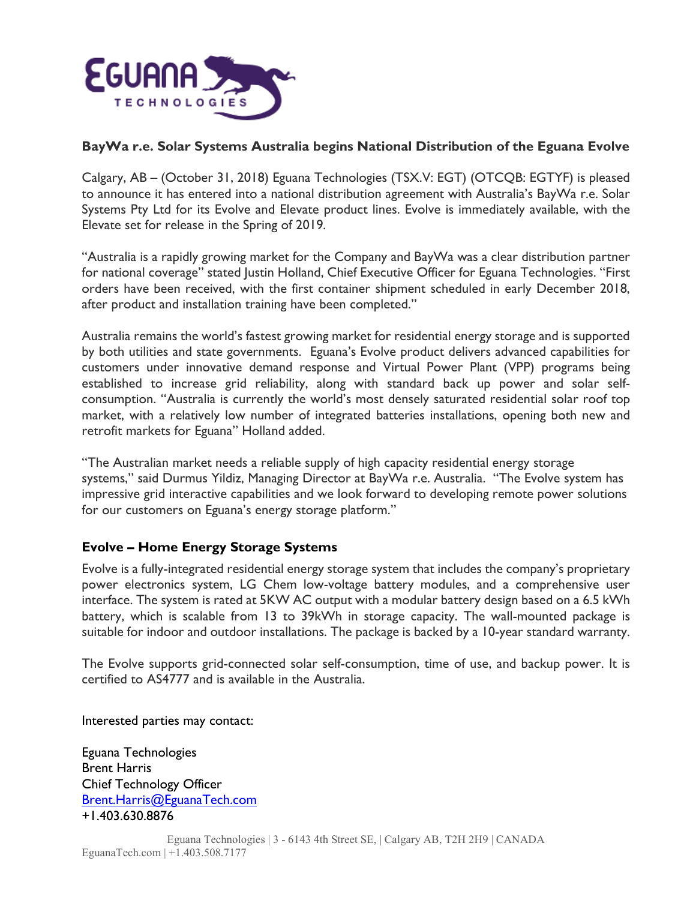# BayWa r.e. Solar Systems Australia begins National Distribution of the Eguana Evolve

Calgary, AB – (October 31, 2018) Eguana Technologies (TSX.V: EGT) (OTCQB: EGTYF) is pleased to announce it has entered into a national distribution agreement with Australia's BayWa r.e. Solar Systems Pty Ltd for its Evolve and Elevate product lines. Evolve is immediately available, with the Elevate set for release in the Spring of 2019.

"Australia is a rapidly growing market for the Company and BayWa was a clear distribution partner for national coverage" stated Justin Holland, Chief Executive Officer for Eguana Technologies. "First orders have been received, with the first container shipment scheduled in early December 2018, after product and installation training have been completed."

Australia remains the world's fastest growing market for residential energy storage and is supported by both utilities and state governments. Eguana's Evolve product delivers advanced capabilities for customers under innovative demand response and Virtual Power Plant (VPP) programs being established to increase grid reliability, along with standard back up power and solar self-consumption. "Australia is currently the world's most densely saturated residential solar roof top market, with a relatively low number of integrated batteries installations, opening both new and retrofit markets for Eguana" Holland added.

"The Australian market needs a reliable supply of high capacity residential energy storage systems," said Durmus Yildiz, Managing Director at BayWa r.e. Australia. "The Evolve system has impressive grid interactive capabilities and we look forward to developing remote power solutions for our customers on Eguana's energy storage platform."

## Evolve – Home Energy Storage Systems

Evolve is a fully-integrated residential energy storage system that includes the company's proprietary power electronics system, LG Chem low-voltage battery modules, and a comprehensive user interface. The system is rated at 5KW AC output with a modular battery design based on a 6.5 kWh battery, which is scalable from 13 to 39kWh in storage capacity. The wall-mounted package is suitable for indoor and outdoor installations. The package is backed by a 10-year standard warranty.

The Evolve supports grid-connected solar self-consumption, time of use, and backup power. It is certified to AS4777 and is available in the Australia.

Interested parties may contact:

Eguana Technologies
Brent Harris
Chief Technology Officer
Brent.Harris@EguanaTech.com
+1.403.630.8876

Eguana Technologies | 3 - 6143 4th Street SE, | Calgary AB, T2H 2H9 | CANADA
EguanaTech.com | +1.403.508.7177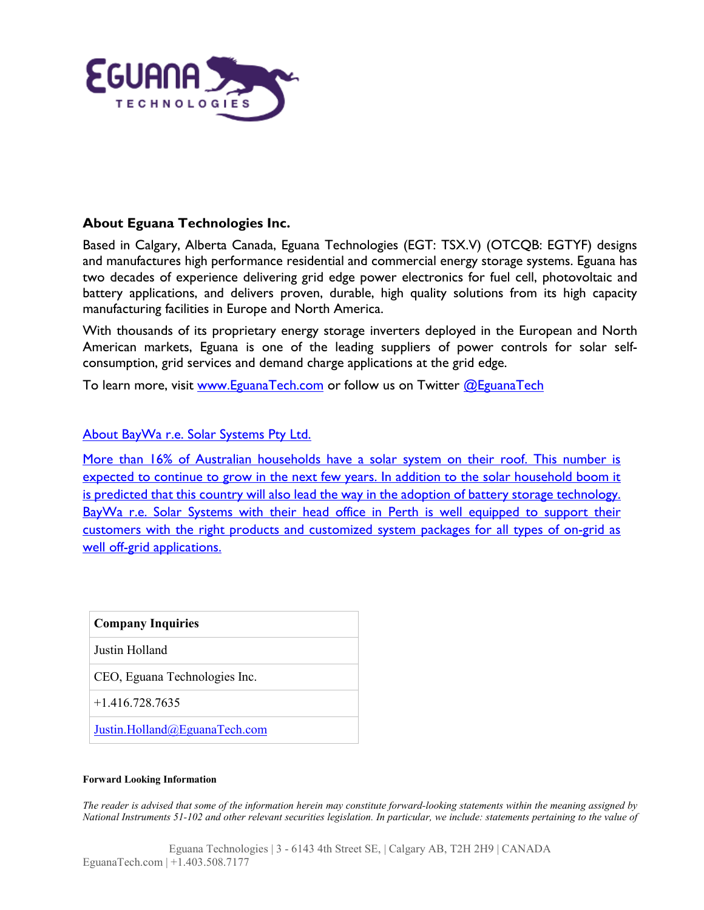## About Eguana Technologies Inc.

Based in Calgary, Alberta Canada, Eguana Technologies (EGT: TSX.V) (OTCQB: EGTYF) designs and manufactures high performance residential and commercial energy storage systems. Eguana has two decades of experience delivering grid edge power electronics for fuel cell, photovoltaic and battery applications, and delivers proven, durable, high quality solutions from its high capacity manufacturing facilities in Europe and North America.

With thousands of its proprietary energy storage inverters deployed in the European and North American markets, Eguana is one of the leading suppliers of power controls for solar self-consumption, grid services and demand charge applications at the grid edge.

To learn more, visit [www.EguanaTech.com](www.EguanaTech.com) or follow us on Twitter [@EguanaTech](@EguanaTech)

## About BayWa r.e. Solar Systems Pty Ltd.

More than 16% of Australian households have a solar system on their roof. This number is expected to continue to grow in the next few years. In addition to the solar household boom it is predicted that this country will also lead the way in the adoption of battery storage technology. BayWa r.e. Solar Systems with their head office in Perth is well equipped to support their customers with the right products and customized system packages for all types of on-grid as well off-grid applications.

| Company Inquiries |
| --- |
| Justin Holland |
| CEO, Eguana Technologies Inc. |
| +1.416.728.7635 |
| Justin.Holland@EguanaTech.com |

**Forward Looking Information**

*The reader is advised that some of the information herein may constitute forward-looking statements within the meaning assigned by National Instruments 51-102 and other relevant securities legislation. In particular, we include: statements pertaining to the value of*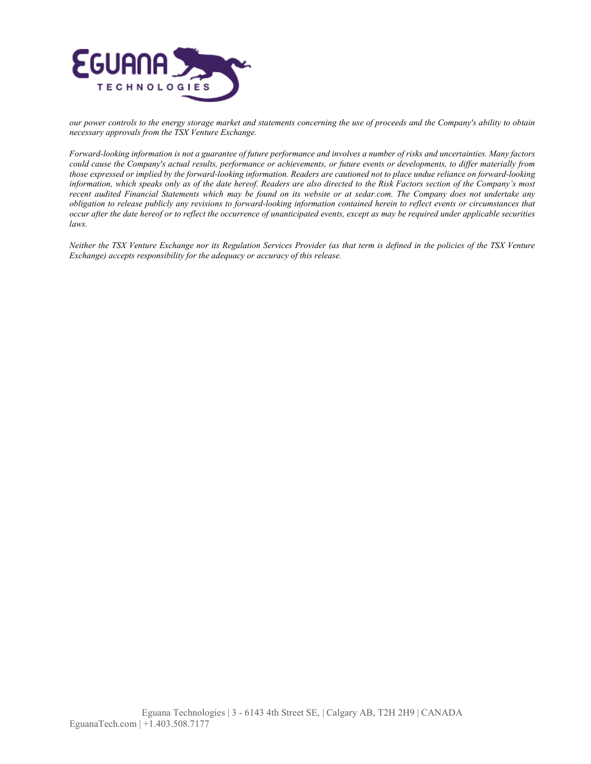*our power controls to the energy storage market and statements concerning the use of proceeds and the Company's ability to obtain necessary approvals from the TSX Venture Exchange.*

*Forward-looking information is not a guarantee of future performance and involves a number of risks and uncertainties. Many factors could cause the Company's actual results, performance or achievements, or future events or developments, to differ materially from those expressed or implied by the forward-looking information. Readers are cautioned not to place undue reliance on forward-looking information, which speaks only as of the date hereof. Readers are also directed to the Risk Factors section of the Company's most recent audited Financial Statements which may be found on its website or at sedar.com. The Company does not undertake any obligation to release publicly any revisions to forward-looking information contained herein to reflect events or circumstances that occur after the date hereof or to reflect the occurrence of unanticipated events, except as may be required under applicable securities laws.*

*Neither the TSX Venture Exchange nor its Regulation Services Provider (as that term is defined in the policies of the TSX Venture Exchange) accepts responsibility for the adequacy or accuracy of this release.*